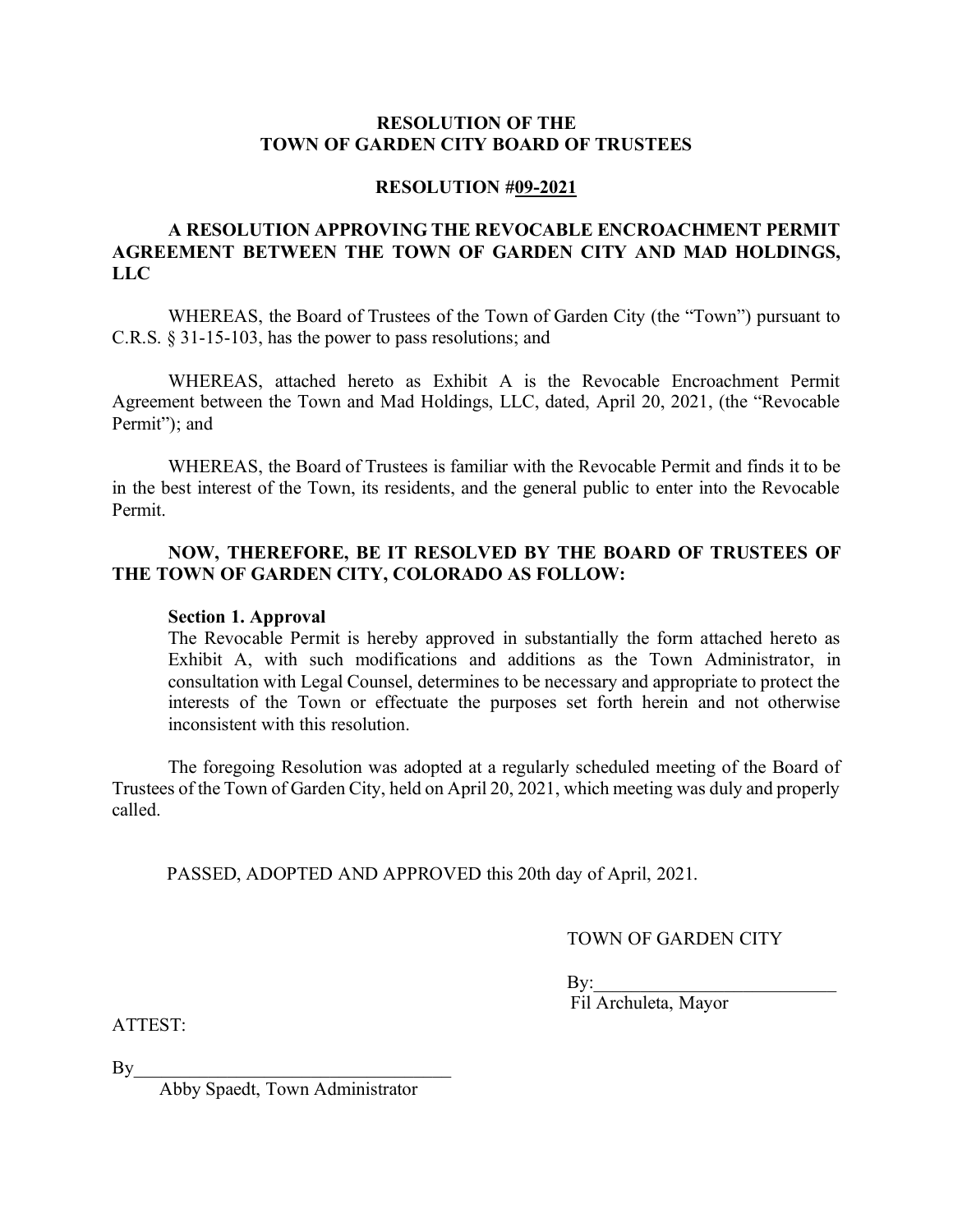**RESOLUTION OF THE**
**TOWN OF GARDEN CITY BOARD OF TRUSTEES**

**RESOLUTION #09-2021**

**A RESOLUTION APPROVING THE REVOCABLE ENCROACHMENT PERMIT AGREEMENT BETWEEN THE TOWN OF GARDEN CITY AND MAD HOLDINGS, LLC**

WHEREAS, the Board of Trustees of the Town of Garden City (the "Town") pursuant to C.R.S. § 31-15-103, has the power to pass resolutions; and

WHEREAS, attached hereto as Exhibit A is the Revocable Encroachment Permit Agreement between the Town and Mad Holdings, LLC, dated, April 20, 2021, (the "Revocable Permit"); and

WHEREAS, the Board of Trustees is familiar with the Revocable Permit and finds it to be in the best interest of the Town, its residents, and the general public to enter into the Revocable Permit.

**NOW, THEREFORE, BE IT RESOLVED BY THE BOARD OF TRUSTEES OF THE TOWN OF GARDEN CITY, COLORADO AS FOLLOW:**

**Section 1. Approval**

The Revocable Permit is hereby approved in substantially the form attached hereto as Exhibit A, with such modifications and additions as the Town Administrator, in consultation with Legal Counsel, determines to be necessary and appropriate to protect the interests of the Town or effectuate the purposes set forth herein and not otherwise inconsistent with this resolution.

The foregoing Resolution was adopted at a regularly scheduled meeting of the Board of Trustees of the Town of Garden City, held on April 20, 2021, which meeting was duly and properly called.

PASSED, ADOPTED AND APPROVED this 20th day of April, 2021.

TOWN OF GARDEN CITY

By:__________________________
Fil Archuleta, Mayor

ATTEST:

By__________________________________
Abby Spaedt, Town Administrator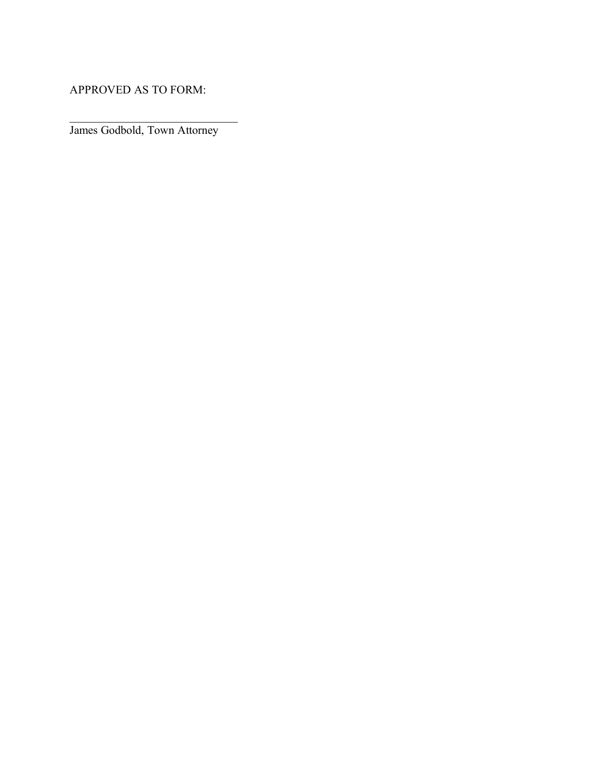APPROVED AS TO FORM:

______________________________
James Godbold, Town Attorney